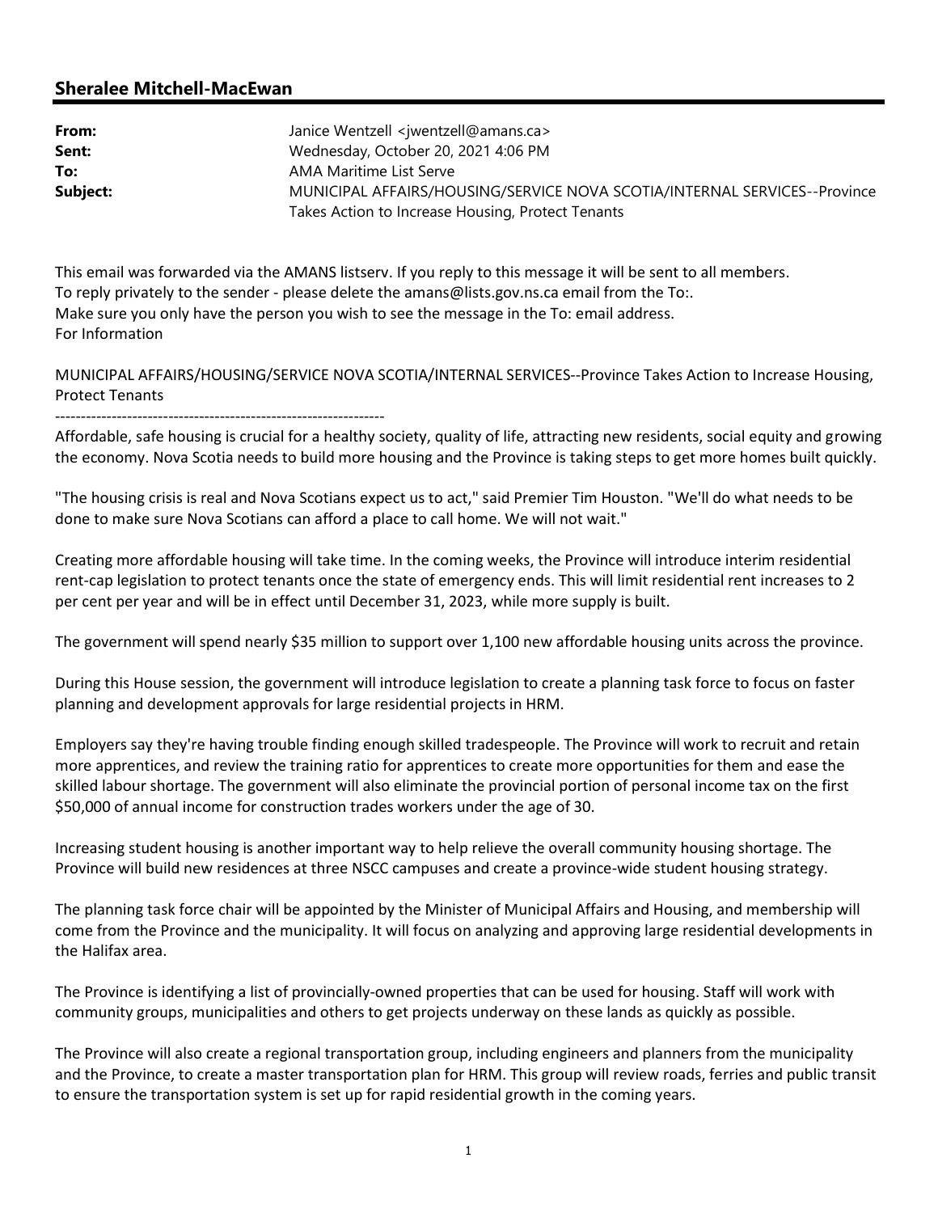## Sheralee Mitchell-MacEwan

| | |
|---|---|
| **From:** | Janice Wentzell <jwentzell@amans.ca> |
| **Sent:** | Wednesday, October 20, 2021 4:06 PM |
| **To:** | AMA Maritime List Serve |
| **Subject:** | MUNICIPAL AFFAIRS/HOUSING/SERVICE NOVA SCOTIA/INTERNAL SERVICES--Province Takes Action to Increase Housing, Protect Tenants |

This email was forwarded via the AMANS listserv. If you reply to this message it will be sent to all members.
To reply privately to the sender - please delete the amans@lists.gov.ns.ca email from the To:.
Make sure you only have the person you wish to see the message in the To: email address.
For Information

MUNICIPAL AFFAIRS/HOUSING/SERVICE NOVA SCOTIA/INTERNAL SERVICES--Province Takes Action to Increase Housing, Protect Tenants

----------------------------------------------------------------

Affordable, safe housing is crucial for a healthy society, quality of life, attracting new residents, social equity and growing the economy. Nova Scotia needs to build more housing and the Province is taking steps to get more homes built quickly.

"The housing crisis is real and Nova Scotians expect us to act," said Premier Tim Houston. "We'll do what needs to be done to make sure Nova Scotians can afford a place to call home. We will not wait."

Creating more affordable housing will take time. In the coming weeks, the Province will introduce interim residential rent-cap legislation to protect tenants once the state of emergency ends. This will limit residential rent increases to 2 per cent per year and will be in effect until December 31, 2023, while more supply is built.

The government will spend nearly $35 million to support over 1,100 new affordable housing units across the province.

During this House session, the government will introduce legislation to create a planning task force to focus on faster planning and development approvals for large residential projects in HRM.

Employers say they're having trouble finding enough skilled tradespeople. The Province will work to recruit and retain more apprentices, and review the training ratio for apprentices to create more opportunities for them and ease the skilled labour shortage. The government will also eliminate the provincial portion of personal income tax on the first $50,000 of annual income for construction trades workers under the age of 30.

Increasing student housing is another important way to help relieve the overall community housing shortage. The Province will build new residences at three NSCC campuses and create a province-wide student housing strategy.

The planning task force chair will be appointed by the Minister of Municipal Affairs and Housing, and membership will come from the Province and the municipality. It will focus on analyzing and approving large residential developments in the Halifax area.

The Province is identifying a list of provincially-owned properties that can be used for housing. Staff will work with community groups, municipalities and others to get projects underway on these lands as quickly as possible.

The Province will also create a regional transportation group, including engineers and planners from the municipality and the Province, to create a master transportation plan for HRM. This group will review roads, ferries and public transit to ensure the transportation system is set up for rapid residential growth in the coming years.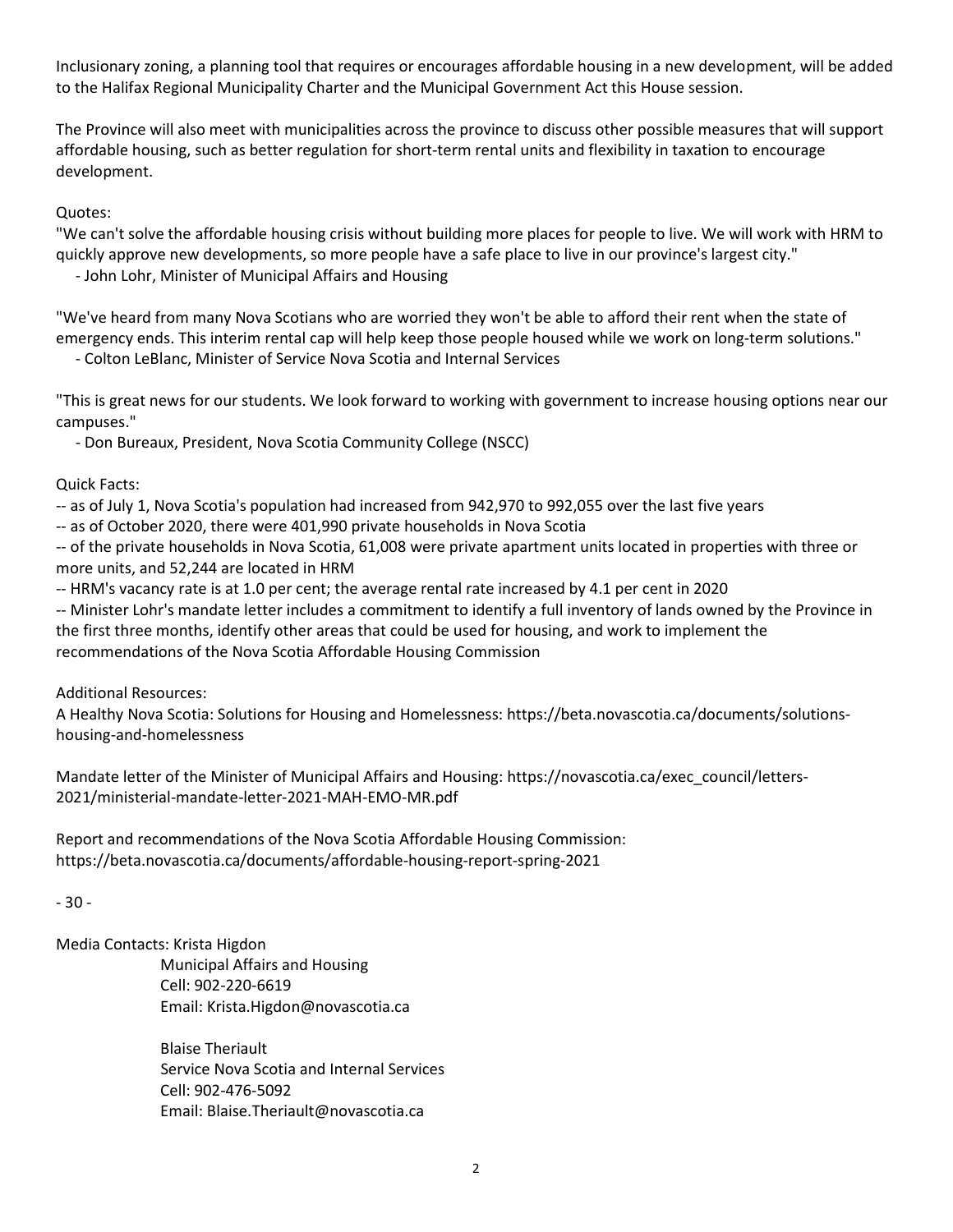Inclusionary zoning, a planning tool that requires or encourages affordable housing in a new development, will be added to the Halifax Regional Municipality Charter and the Municipal Government Act this House session.

The Province will also meet with municipalities across the province to discuss other possible measures that will support affordable housing, such as better regulation for short-term rental units and flexibility in taxation to encourage development.

Quotes:

"We can't solve the affordable housing crisis without building more places for people to live. We will work with HRM to quickly approve new developments, so more people have a safe place to live in our province's largest city."
  - John Lohr, Minister of Municipal Affairs and Housing

"We've heard from many Nova Scotians who are worried they won't be able to afford their rent when the state of emergency ends. This interim rental cap will help keep those people housed while we work on long-term solutions."
  - Colton LeBlanc, Minister of Service Nova Scotia and Internal Services

"This is great news for our students. We look forward to working with government to increase housing options near our campuses."
  - Don Bureaux, President, Nova Scotia Community College (NSCC)

Quick Facts:

-- as of July 1, Nova Scotia's population had increased from 942,970 to 992,055 over the last five years
-- as of October 2020, there were 401,990 private households in Nova Scotia
-- of the private households in Nova Scotia, 61,008 were private apartment units located in properties with three or more units, and 52,244 are located in HRM
-- HRM's vacancy rate is at 1.0 per cent; the average rental rate increased by 4.1 per cent in 2020
-- Minister Lohr's mandate letter includes a commitment to identify a full inventory of lands owned by the Province in the first three months, identify other areas that could be used for housing, and work to implement the recommendations of the Nova Scotia Affordable Housing Commission

Additional Resources:

A Healthy Nova Scotia: Solutions for Housing and Homelessness: https://beta.novascotia.ca/documents/solutions-housing-and-homelessness

Mandate letter of the Minister of Municipal Affairs and Housing: https://novascotia.ca/exec_council/letters-2021/ministerial-mandate-letter-2021-MAH-EMO-MR.pdf

Report and recommendations of the Nova Scotia Affordable Housing Commission: https://beta.novascotia.ca/documents/affordable-housing-report-spring-2021

- 30 -

Media Contacts: Krista Higdon
Municipal Affairs and Housing
Cell: 902-220-6619
Email: Krista.Higdon@novascotia.ca

Blaise Theriault
Service Nova Scotia and Internal Services
Cell: 902-476-5092
Email: Blaise.Theriault@novascotia.ca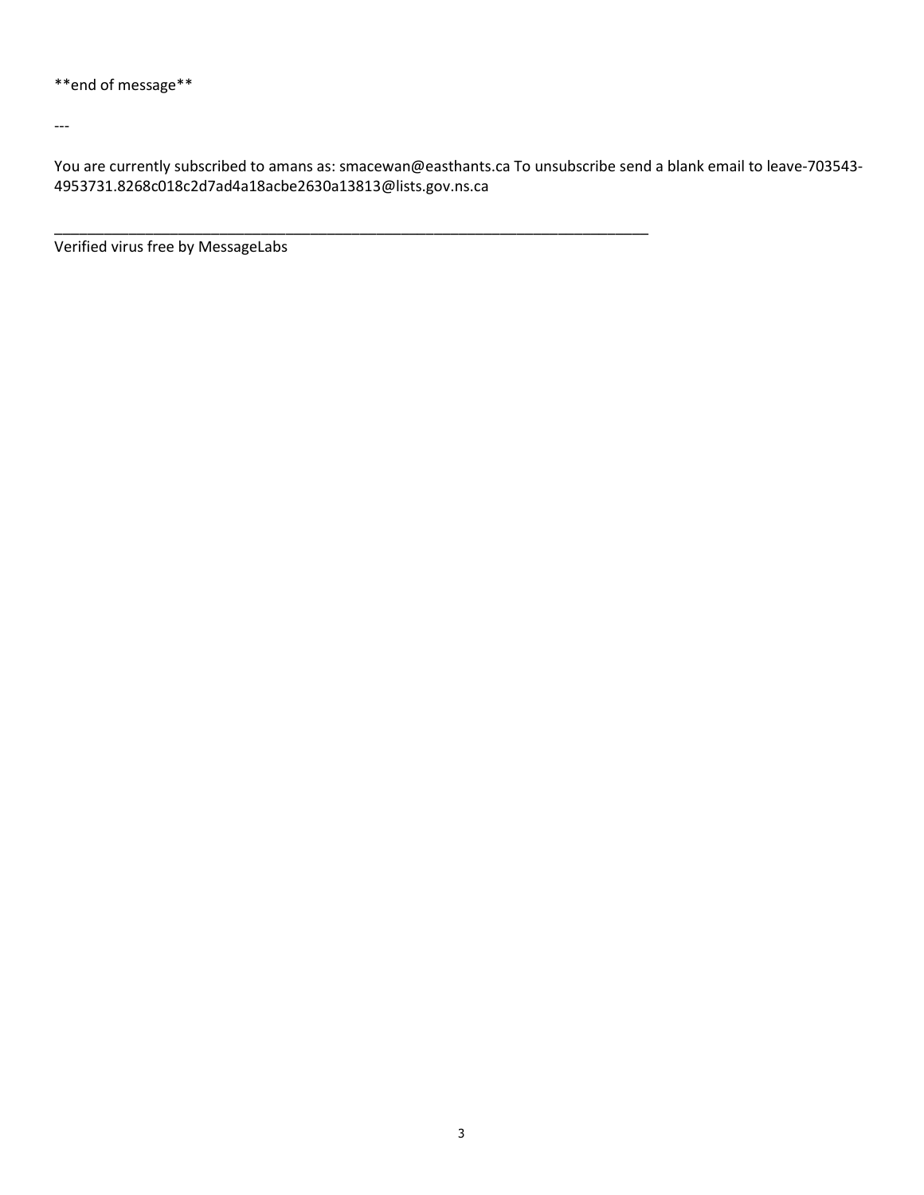**end of message**

---

You are currently subscribed to amans as: smacewan@easthants.ca To unsubscribe send a blank email to leave-703543-4953731.8268c018c2d7ad4a18acbe2630a13813@lists.gov.ns.ca

_____________________________________________________________________________

Verified virus free by MessageLabs